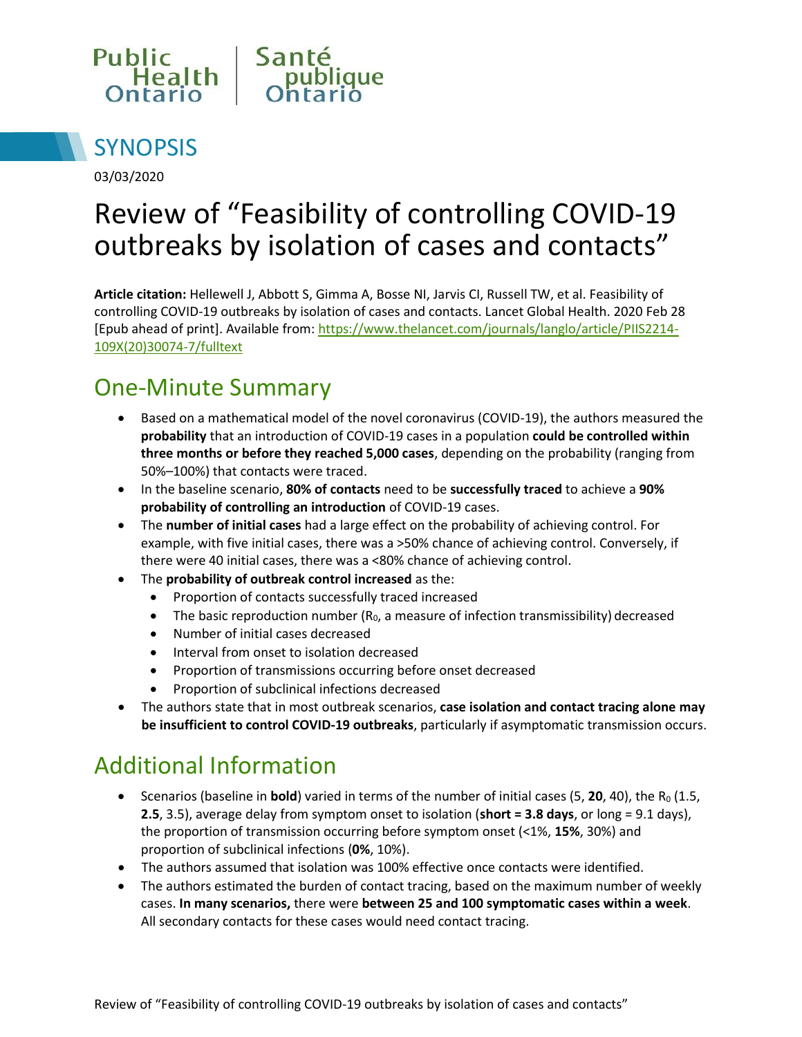Public Health Ontario | Santé publique Ontario

# SYNOPSIS

03/03/2020

# Review of "Feasibility of controlling COVID-19 outbreaks by isolation of cases and contacts"

**Article citation:** Hellewell J, Abbott S, Gimma A, Bosse NI, Jarvis CI, Russell TW, et al. Feasibility of controlling COVID-19 outbreaks by isolation of cases and contacts. Lancet Global Health. 2020 Feb 28 [Epub ahead of print]. Available from: https://www.thelancet.com/journals/langlo/article/PIIS2214-109X(20)30074-7/fulltext

## One-Minute Summary

- Based on a mathematical model of the novel coronavirus (COVID-19), the authors measured the **probability** that an introduction of COVID-19 cases in a population **could be controlled within three months or before they reached 5,000 cases**, depending on the probability (ranging from 50%–100%) that contacts were traced.
- In the baseline scenario, **80% of contacts** need to be **successfully traced** to achieve a **90% probability of controlling an introduction** of COVID-19 cases.
- The **number of initial cases** had a large effect on the probability of achieving control. For example, with five initial cases, there was a >50% chance of achieving control. Conversely, if there were 40 initial cases, there was a <80% chance of achieving control.
- The **probability of outbreak control increased** as the:
    - Proportion of contacts successfully traced increased
    - The basic reproduction number ($R_0$, a measure of infection transmissibility) decreased
    - Number of initial cases decreased
    - Interval from onset to isolation decreased
    - Proportion of transmissions occurring before onset decreased
    - Proportion of subclinical infections decreased
- The authors state that in most outbreak scenarios, **case isolation and contact tracing alone may be insufficient to control COVID-19 outbreaks**, particularly if asymptomatic transmission occurs.

## Additional Information

- Scenarios (baseline in **bold**) varied in terms of the number of initial cases (5, **20**, 40), the $R_0$ (1.5, **2.5**, 3.5), average delay from symptom onset to isolation (**short = 3.8 days**, or long = 9.1 days), the proportion of transmission occurring before symptom onset (<1%, **15%**, 30%) and proportion of subclinical infections (**0%**, 10%).
- The authors assumed that isolation was 100% effective once contacts were identified.
- The authors estimated the burden of contact tracing, based on the maximum number of weekly cases. **In many scenarios,** there were **between 25 and 100 symptomatic cases within a week**. All secondary contacts for these cases would need contact tracing.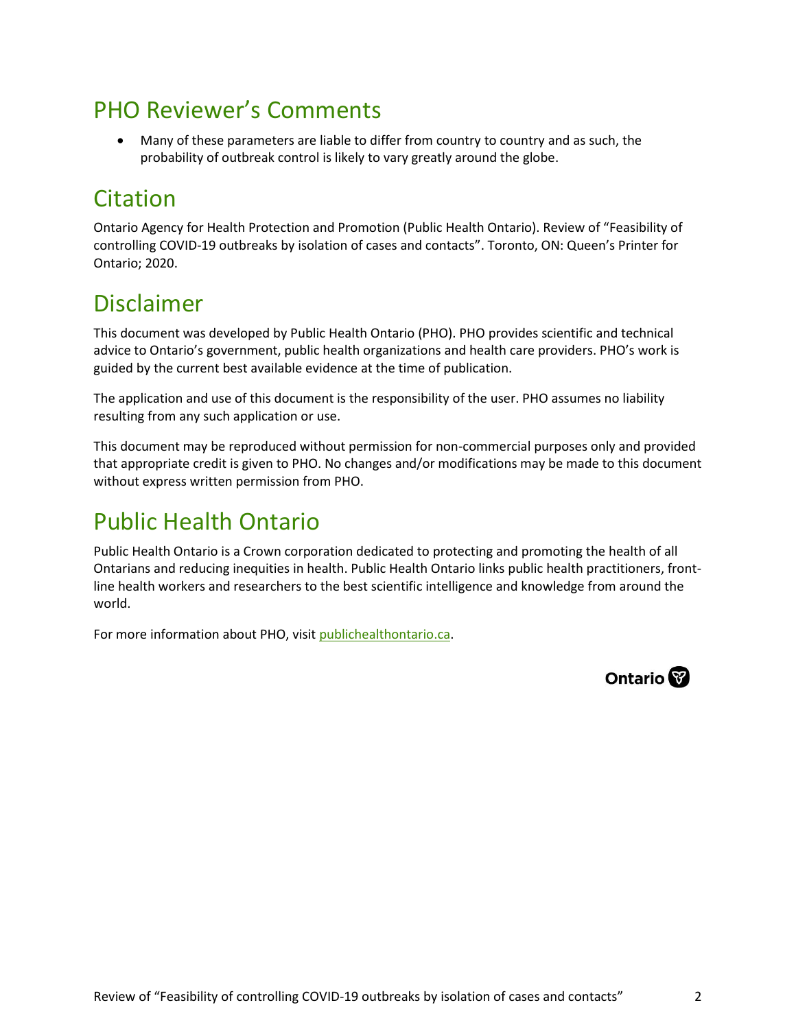## PHO Reviewer's Comments

- Many of these parameters are liable to differ from country to country and as such, the probability of outbreak control is likely to vary greatly around the globe.

## Citation

Ontario Agency for Health Protection and Promotion (Public Health Ontario). Review of "Feasibility of controlling COVID-19 outbreaks by isolation of cases and contacts". Toronto, ON: Queen's Printer for Ontario; 2020.

## Disclaimer

This document was developed by Public Health Ontario (PHO). PHO provides scientific and technical advice to Ontario's government, public health organizations and health care providers. PHO's work is guided by the current best available evidence at the time of publication.

The application and use of this document is the responsibility of the user. PHO assumes no liability resulting from any such application or use.

This document may be reproduced without permission for non-commercial purposes only and provided that appropriate credit is given to PHO. No changes and/or modifications may be made to this document without express written permission from PHO.

## Public Health Ontario

Public Health Ontario is a Crown corporation dedicated to protecting and promoting the health of all Ontarians and reducing inequities in health. Public Health Ontario links public health practitioners, front-line health workers and researchers to the best scientific intelligence and knowledge from around the world.

For more information about PHO, visit [publichealthontario.ca](publichealthontario.ca).

Ontario